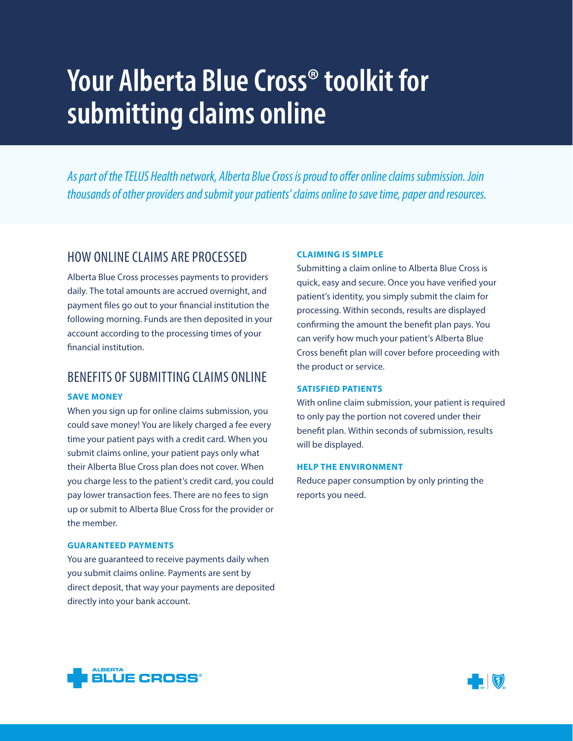# Your Alberta Blue Cross® toolkit for submitting claims online

*As part of the TELUS Health network, Alberta Blue Cross is proud to offer online claims submission. Join thousands of other providers and submit your patients' claims online to save time, paper and resources.*

## HOW ONLINE CLAIMS ARE PROCESSED

Alberta Blue Cross processes payments to providers daily. The total amounts are accrued overnight, and payment files go out to your financial institution the following morning. Funds are then deposited in your account according to the processing times of your financial institution.

## BENEFITS OF SUBMITTING CLAIMS ONLINE

### SAVE MONEY

When you sign up for online claims submission, you could save money! You are likely charged a fee every time your patient pays with a credit card. When you submit claims online, your patient pays only what their Alberta Blue Cross plan does not cover. When you charge less to the patient's credit card, you could pay lower transaction fees. There are no fees to sign up or submit to Alberta Blue Cross for the provider or the member.

### GUARANTEED PAYMENTS

You are guaranteed to receive payments daily when you submit claims online. Payments are sent by direct deposit, that way your payments are deposited directly into your bank account.

### CLAIMING IS SIMPLE

Submitting a claim online to Alberta Blue Cross is quick, easy and secure. Once you have verified your patient's identity, you simply submit the claim for processing. Within seconds, results are displayed confirming the amount the benefit plan pays. You can verify how much your patient's Alberta Blue Cross benefit plan will cover before proceeding with the product or service.

### SATISFIED PATIENTS

With online claim submission, your patient is required to only pay the portion not covered under their benefit plan. Within seconds of submission, results will be displayed.

### HELP THE ENVIRONMENT

Reduce paper consumption by only printing the reports you need.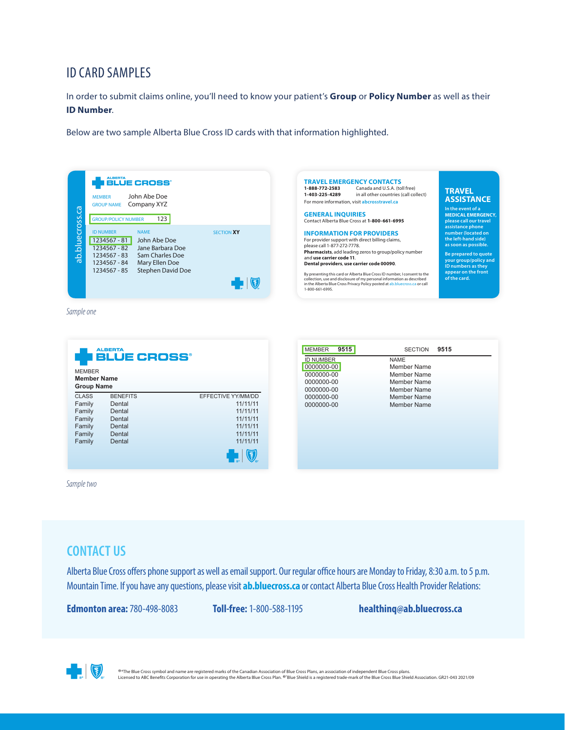# ID CARD SAMPLES

In order to submit claims online, you'll need to know your patient's **Group** or **Policy Number** as well as their **ID Number**.

Below are two sample Alberta Blue Cross ID cards with that information highlighted.

ab.bluecross.ca

ALBERTA BLUE CROSS®

MEMBER John Abe Doe
GROUP NAME Company XYZ

GROUP/POLICY NUMBER 123

SECTION **XY**

| ID NUMBER | NAME |
|---|---|
| 1234567 - 81 | John Abe Doe |
| 1234567 - 82 | Jane Barbara Doe |
| 1234567 - 83 | Sam Charles Doe |
| 1234567 - 84 | Mary Ellen Doe |
| 1234567 - 85 | Stephen David Doe |

**TRAVEL EMERGENCY CONTACTS**

**1-888-772-2583** Canada and U.S.A. (toll free)
**1-403-225-4289** in all other countries (call collect)
For more information, visit abcrosstravel.ca

**GENERAL INQUIRIES**

Contact Alberta Blue Cross at **1-800-661-6995**

**INFORMATION FOR PROVIDERS**

For provider support with direct billing claims, please call 1-877-272-7778.
**Pharmacists**, add leading zeros to group/policy number and **use carrier code 11**.
**Dental providers, use carrier code 00090**.

By presenting this card or Alberta Blue Cross ID number, I consent to the collection, use and disclosure of my personal information as described in the Alberta Blue Cross Privacy Policy posted at ab.bluecross.ca or call 1-800-661-6995.

**TRAVEL ASSISTANCE**

**In the event of a MEDICAL EMERGENCY, please call our travel assistance phone number (located on the left-hand side) as soon as possible.**

**Be prepared to quote your group/policy and ID numbers as they appear on the front of the card.**

*Sample one*

ALBERTA BLUE CROSS®

MEMBER
**Member Name**
**Group Name**

| CLASS | BENEFITS | EFFECTIVE YY/MM/DD |
|---|---|---|
| Family | Dental | 11/11/11 |
| Family | Dental | 11/11/11 |
| Family | Dental | 11/11/11 |
| Family | Dental | 11/11/11 |
| Family | Dental | 11/11/11 |
| Family | Dental | 11/11/11 |

MEMBER **9515** SECTION **9515**

| ID NUMBER | NAME |
|---|---|
| 0000000-00 | Member Name |
| 0000000-00 | Member Name |
| 0000000-00 | Member Name |
| 0000000-00 | Member Name |
| 0000000-00 | Member Name |
| 0000000-00 | Member Name |

*Sample two*

## CONTACT US

Alberta Blue Cross offers phone support as well as email support. Our regular office hours are Monday to Friday, 8:30 a.m. to 5 p.m. Mountain Time. If you have any questions, please visit **ab.bluecross.ca** or contact Alberta Blue Cross Health Provider Relations:

**Edmonton area:** 780-498-8083 **Toll-free:** 1-800-588-1195 **healthinq@ab.bluecross.ca**

®*The Blue Cross symbol and name are registered marks of the Canadian Association of Blue Cross Plans, an association of independent Blue Cross plans. Licensed to ABC Benefits Corporation for use in operating the Alberta Blue Cross Plan. ®†Blue Shield is a registered trade-mark of the Blue Cross Blue Shield Association. GR21-043 2021/09